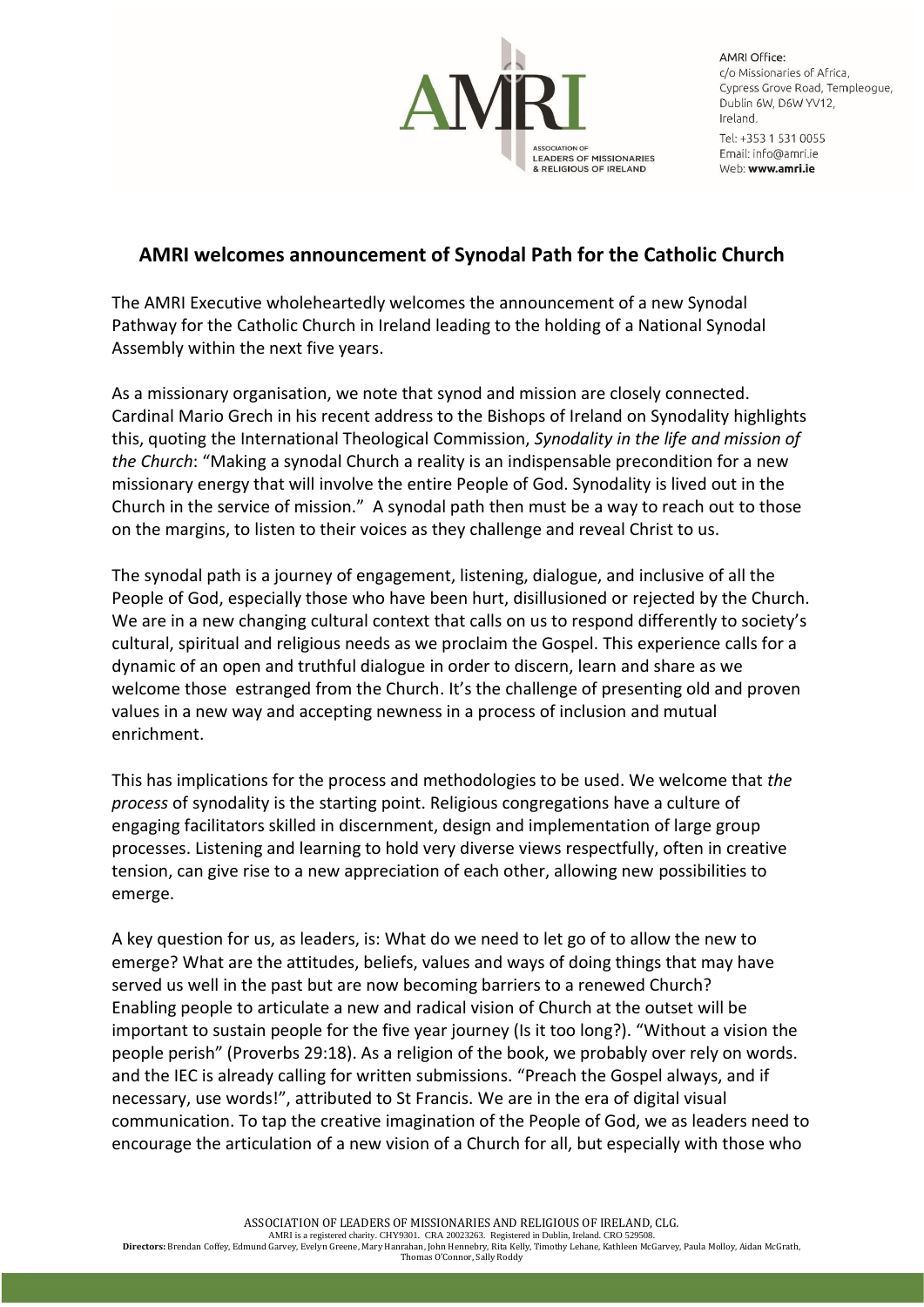AMRI Office:
c/o Missionaries of Africa,
Cypress Grove Road, Templeogue,
Dublin 6W, D6W YV12,
Ireland.
Tel: +353 1 531 0055
Email: info@amri.ie
Web: **www.amri.ie**

## AMRI welcomes announcement of Synodal Path for the Catholic Church

The AMRI Executive wholeheartedly welcomes the announcement of a new Synodal Pathway for the Catholic Church in Ireland leading to the holding of a National Synodal Assembly within the next five years.

As a missionary organisation, we note that synod and mission are closely connected. Cardinal Mario Grech in his recent address to the Bishops of Ireland on Synodality highlights this, quoting the International Theological Commission, *Synodality in the life and mission of the Church*: "Making a synodal Church a reality is an indispensable precondition for a new missionary energy that will involve the entire People of God. Synodality is lived out in the Church in the service of mission." A synodal path then must be a way to reach out to those on the margins, to listen to their voices as they challenge and reveal Christ to us.

The synodal path is a journey of engagement, listening, dialogue, and inclusive of all the People of God, especially those who have been hurt, disillusioned or rejected by the Church. We are in a new changing cultural context that calls on us to respond differently to society's cultural, spiritual and religious needs as we proclaim the Gospel. This experience calls for a dynamic of an open and truthful dialogue in order to discern, learn and share as we welcome those estranged from the Church. It's the challenge of presenting old and proven values in a new way and accepting newness in a process of inclusion and mutual enrichment.

This has implications for the process and methodologies to be used. We welcome that *the process* of synodality is the starting point. Religious congregations have a culture of engaging facilitators skilled in discernment, design and implementation of large group processes. Listening and learning to hold very diverse views respectfully, often in creative tension, can give rise to a new appreciation of each other, allowing new possibilities to emerge.

A key question for us, as leaders, is: What do we need to let go of to allow the new to emerge? What are the attitudes, beliefs, values and ways of doing things that may have served us well in the past but are now becoming barriers to a renewed Church? Enabling people to articulate a new and radical vision of Church at the outset will be important to sustain people for the five year journey (Is it too long?). "Without a vision the people perish" (Proverbs 29:18). As a religion of the book, we probably over rely on words. and the IEC is already calling for written submissions. "Preach the Gospel always, and if necessary, use words!", attributed to St Francis. We are in the era of digital visual communication. To tap the creative imagination of the People of God, we as leaders need to encourage the articulation of a new vision of a Church for all, but especially with those who

ASSOCIATION OF LEADERS OF MISSIONARIES AND RELIGIOUS OF IRELAND, CLG.
AMRI is a registered charity. CHY9301. CRA 20023263. Registered in Dublin, Ireland. CRO 529508.
**Directors:** Brendan Coffey, Edmund Garvey, Evelyn Greene, Mary Hanrahan, John Hennebry, Rita Kelly, Timothy Lehane, Kathleen McGarvey, Paula Molloy, Aidan McGrath, Thomas O'Connor, Sally Roddy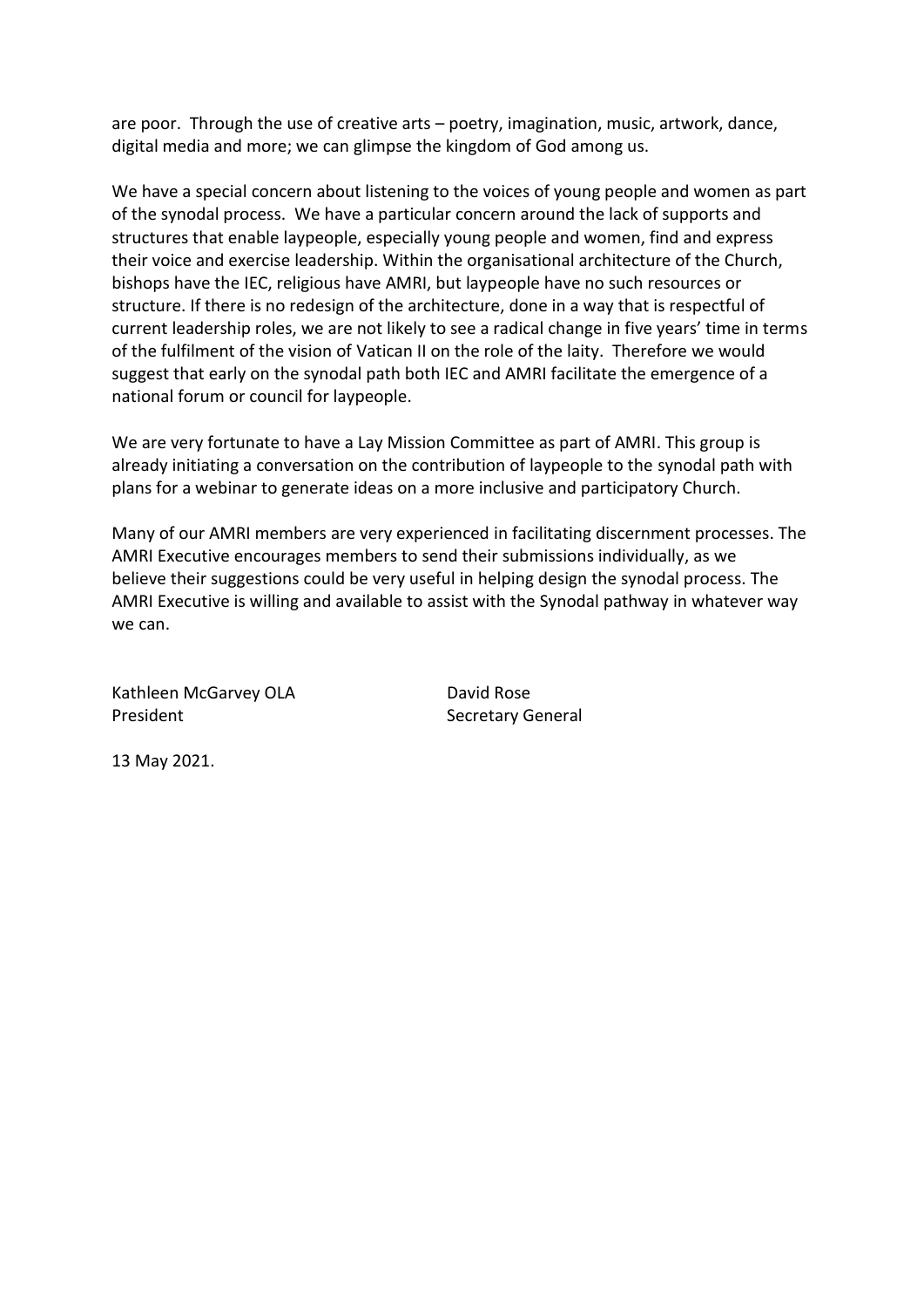are poor. Through the use of creative arts – poetry, imagination, music, artwork, dance, digital media and more; we can glimpse the kingdom of God among us.

We have a special concern about listening to the voices of young people and women as part of the synodal process. We have a particular concern around the lack of supports and structures that enable laypeople, especially young people and women, find and express their voice and exercise leadership. Within the organisational architecture of the Church, bishops have the IEC, religious have AMRI, but laypeople have no such resources or structure. If there is no redesign of the architecture, done in a way that is respectful of current leadership roles, we are not likely to see a radical change in five years' time in terms of the fulfilment of the vision of Vatican II on the role of the laity. Therefore we would suggest that early on the synodal path both IEC and AMRI facilitate the emergence of a national forum or council for laypeople.

We are very fortunate to have a Lay Mission Committee as part of AMRI. This group is already initiating a conversation on the contribution of laypeople to the synodal path with plans for a webinar to generate ideas on a more inclusive and participatory Church.

Many of our AMRI members are very experienced in facilitating discernment processes. The AMRI Executive encourages members to send their submissions individually, as we believe their suggestions could be very useful in helping design the synodal process. The AMRI Executive is willing and available to assist with the Synodal pathway in whatever way we can.

Kathleen McGarvey OLA
President

David Rose
Secretary General

13 May 2021.